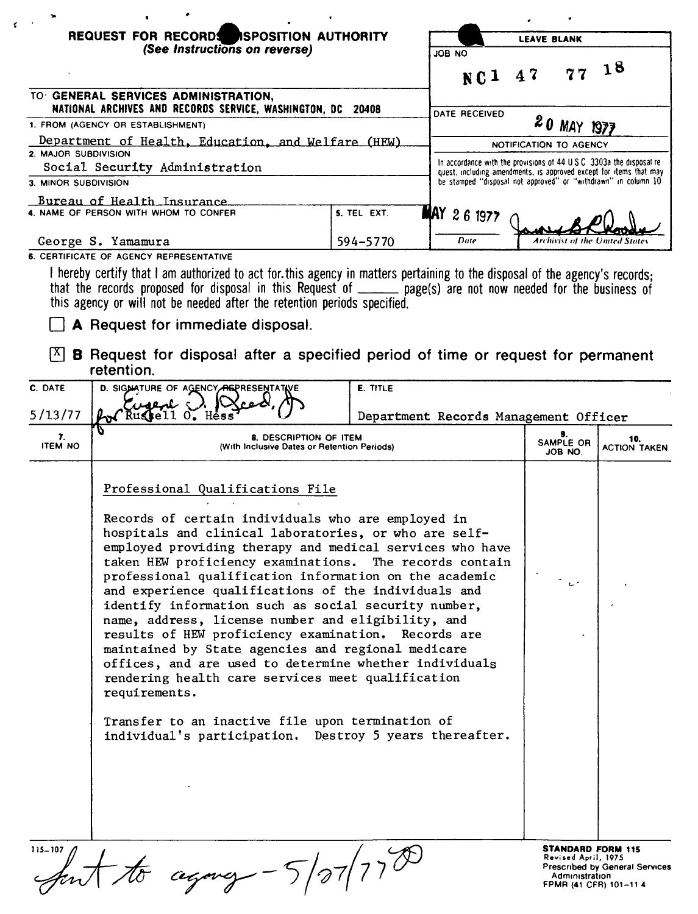# REQUEST FOR RECORDS DISPOSITION AUTHORITY

*(See Instructions on reverse)*

**LEAVE BLANK**

JOB NO: NC1 47 77 18

DATE RECEIVED: 20 MAY 1977

NOTIFICATION TO AGENCY

In accordance with the provisions of 44 U.S.C. 3303a the disposal request, including amendments, is approved except for items that may be stamped "disposal not approved" or "withdrawn" in column 10.

MAY 26 1977 — Date — Archivist of the United States

TO: **GENERAL SERVICES ADMINISTRATION, NATIONAL ARCHIVES AND RECORDS SERVICE, WASHINGTON, DC 20408**

1. FROM (AGENCY OR ESTABLISHMENT): Department of Health, Education, and Welfare (HEW)
2. MAJOR SUBDIVISION: Social Security Administration
3. MINOR SUBDIVISION: Bureau of Health Insurance
4. NAME OF PERSON WITH WHOM TO CONFER: George S. Yamamura
5. TEL EXT.: 594-5770

6. CERTIFICATE OF AGENCY REPRESENTATIVE

I hereby certify that I am authorized to act for this agency in matters pertaining to the disposal of the agency's records; that the records proposed for disposal in this Request of ______ page(s) are not now needed for the business of this agency or will not be needed after the retention periods specified.

☐ **A** Request for immediate disposal.

☒ **B** Request for disposal after a specified period of time or request for permanent retention.

| C. DATE | D. SIGNATURE OF AGENCY REPRESENTATIVE | E. TITLE |
|---|---|---|
| 5/13/77 | for Russell O. Hess | Department Records Management Officer |

| 7. ITEM NO | 8. DESCRIPTION OF ITEM (With Inclusive Dates or Retention Periods) | 9. SAMPLE OR JOB NO. | 10. ACTION TAKEN |
|---|---|---|---|
| | Professional Qualifications File<br><br>Records of certain individuals who are employed in hospitals and clinical laboratories, or who are self-employed providing therapy and medical services who have taken HEW proficiency examinations. The records contain professional qualification information on the academic and experience qualifications of the individuals and identify information such as social security number, name, address, license number and eligibility, and results of HEW proficiency examination. Records are maintained by State agencies and regional medicare offices, and are used to determine whether individuals rendering health care services meet qualification requirements.<br><br>Transfer to an inactive file upon termination of individual's participation. Destroy 5 years thereafter. | | |

115-107

Sent to agency - 5/27/77

**STANDARD FORM 115**
Revised April, 1975
Prescribed by General Services Administration
FPMR (41 CFR) 101-11.4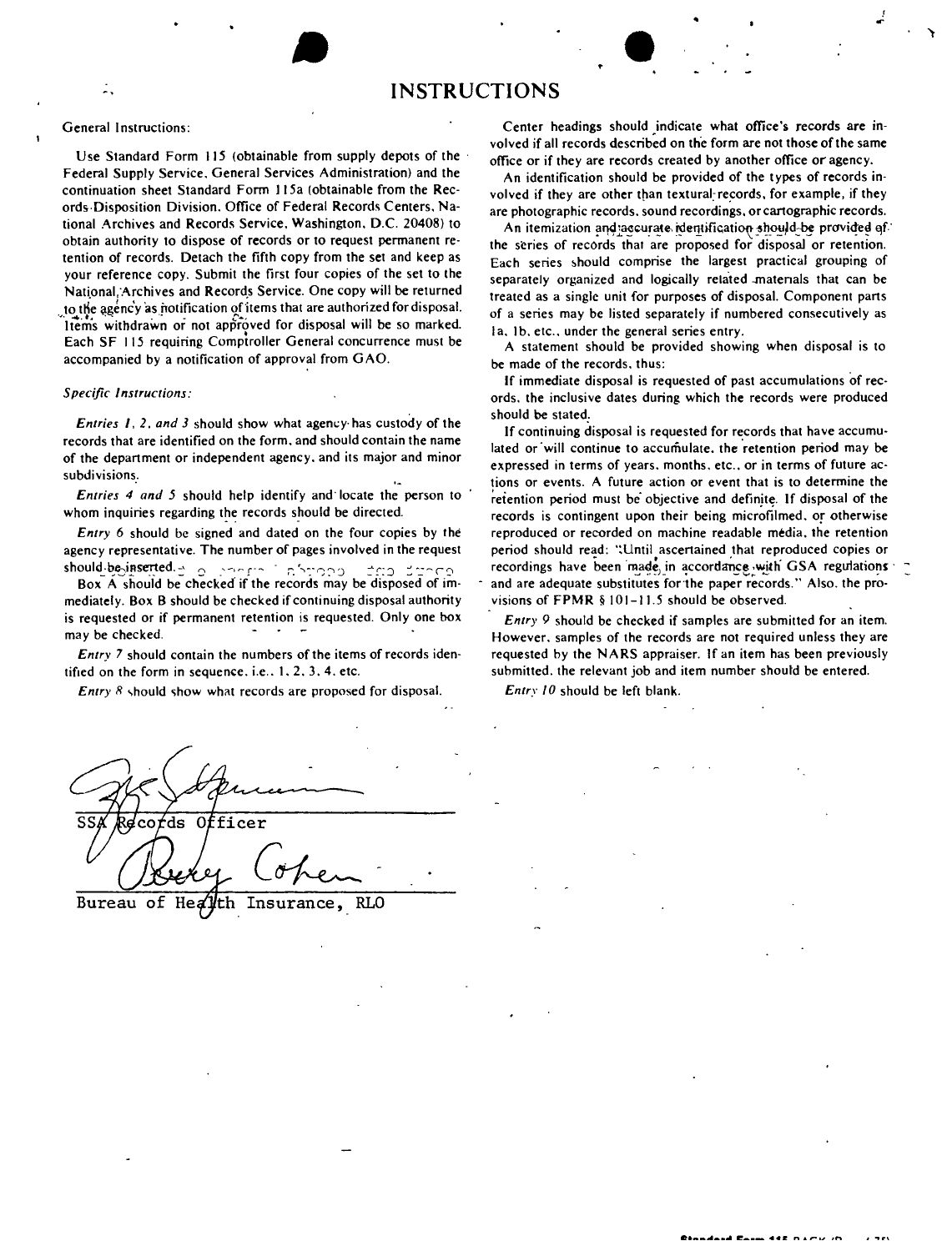# INSTRUCTIONS

General Instructions:

Use Standard Form 115 (obtainable from supply depots of the Federal Supply Service, General Services Administration) and the continuation sheet Standard Form 115a (obtainable from the Records Disposition Division, Office of Federal Records Centers, National Archives and Records Service, Washington, D.C. 20408) to obtain authority to dispose of records or to request permanent retention of records. Detach the fifth copy from the set and keep as your reference copy. Submit the first four copies of the set to the National Archives and Records Service. One copy will be returned to the agency as notification of items that are authorized for disposal. Items withdrawn or not approved for disposal will be so marked. Each SF 115 requiring Comptroller General concurrence must be accompanied by a notification of approval from GAO.

*Specific Instructions:*

*Entries 1, 2, and 3* should show what agency has custody of the records that are identified on the form, and should contain the name of the department or independent agency, and its major and minor subdivisions.

*Entries 4 and 5* should help identify and locate the person to whom inquiries regarding the records should be directed.

*Entry 6* should be signed and dated on the four copies by the agency representative. The number of pages involved in the request should be inserted.

Box A should be checked if the records may be disposed of immediately. Box B should be checked if continuing disposal authority is requested or if permanent retention is requested. Only one box may be checked.

*Entry 7* should contain the numbers of the items of records identified on the form in sequence, i.e., 1, 2, 3, 4, etc.

*Entry 8* should show what records are proposed for disposal.

Center headings should indicate what office's records are involved if all records described on the form are not those of the same office or if they are records created by another office or agency.

An identification should be provided of the types of records involved if they are other than textual records, for example, if they are photographic records, sound recordings, or cartographic records.

An itemization and accurate identification should be provided of the series of records that are proposed for disposal or retention. Each series should comprise the largest practical grouping of separately organized and logically related materials that can be treated as a single unit for purposes of disposal. Component parts of a series may be listed separately if numbered consecutively as 1a, 1b, etc., under the general series entry.

A statement should be provided showing when disposal is to be made of the records, thus:

If immediate disposal is requested of past accumulations of records, the inclusive dates during which the records were produced should be stated.

If continuing disposal is requested for records that have accumulated or will continue to accumulate, the retention period may be expressed in terms of years, months, etc., or in terms of future actions or events. A future action or event that is to determine the retention period must be objective and definite. If disposal of the records is contingent upon their being microfilmed, or otherwise reproduced or recorded on machine readable media, the retention period should read: "Until ascertained that reproduced copies or recordings have been made in accordance with GSA regulations and are adequate substitutes for the paper records." Also, the provisions of FPMR § 101-11.5 should be observed.

*Entry 9* should be checked if samples are submitted for an item. However, samples of the records are not required unless they are requested by the NARS appraiser. If an item has been previously submitted, the relevant job and item number should be entered.

*Entry 10* should be left blank.

SSA Records Officer

Bureau of Health Insurance, RLO